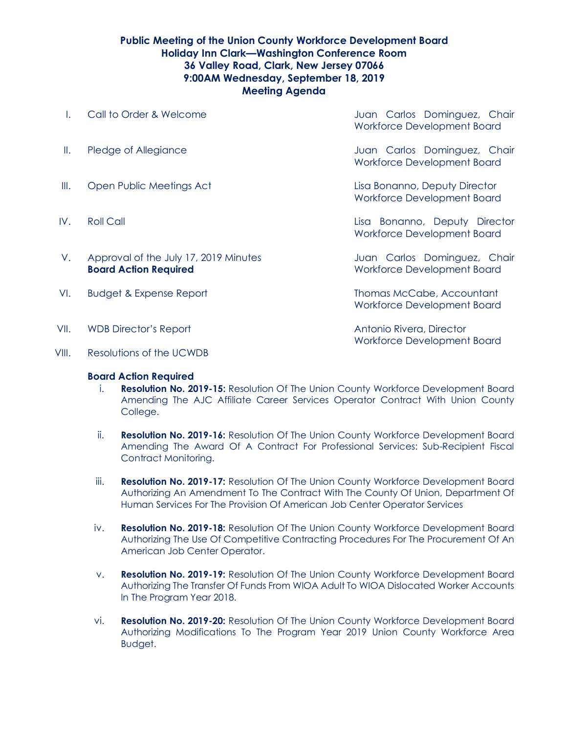# Public Meeting of the Union County Workforce Development Board
## Holiday Inn Clark—Washington Conference Room
## 36 Valley Road, Clark, New Jersey 07066
## 9:00AM Wednesday, September 18, 2019
## Meeting Agenda

| | Item | Presenter |
|---|---|---|
| I. | Call to Order & Welcome | Juan Carlos Dominguez, Chair Workforce Development Board |
| II. | Pledge of Allegiance | Juan Carlos Dominguez, Chair Workforce Development Board |
| III. | Open Public Meetings Act | Lisa Bonanno, Deputy Director Workforce Development Board |
| IV. | Roll Call | Lisa Bonanno, Deputy Director Workforce Development Board |
| V. | Approval of the July 17, 2019 Minutes **Board Action Required** | Juan Carlos Dominguez, Chair Workforce Development Board |
| VI. | Budget & Expense Report | Thomas McCabe, Accountant Workforce Development Board |
| VII. | WDB Director's Report | Antonio Rivera, Director Workforce Development Board |
| VIII. | Resolutions of the UCWDB | |

**Board Action Required**

i. **Resolution No. 2019-15:** Resolution Of The Union County Workforce Development Board Amending The AJC Affiliate Career Services Operator Contract With Union County College.

ii. **Resolution No. 2019-16:** Resolution Of The Union County Workforce Development Board Amending The Award Of A Contract For Professional Services: Sub-Recipient Fiscal Contract Monitoring.

iii. **Resolution No. 2019-17:** Resolution Of The Union County Workforce Development Board Authorizing An Amendment To The Contract With The County Of Union, Department Of Human Services For The Provision Of American Job Center Operator Services

iv. **Resolution No. 2019-18:** Resolution Of The Union County Workforce Development Board Authorizing The Use Of Competitive Contracting Procedures For The Procurement Of An American Job Center Operator.

v. **Resolution No. 2019-19:** Resolution Of The Union County Workforce Development Board Authorizing The Transfer Of Funds From WIOA Adult To WIOA Dislocated Worker Accounts In The Program Year 2018.

vi. **Resolution No. 2019-20:** Resolution Of The Union County Workforce Development Board Authorizing Modifications To The Program Year 2019 Union County Workforce Area Budget.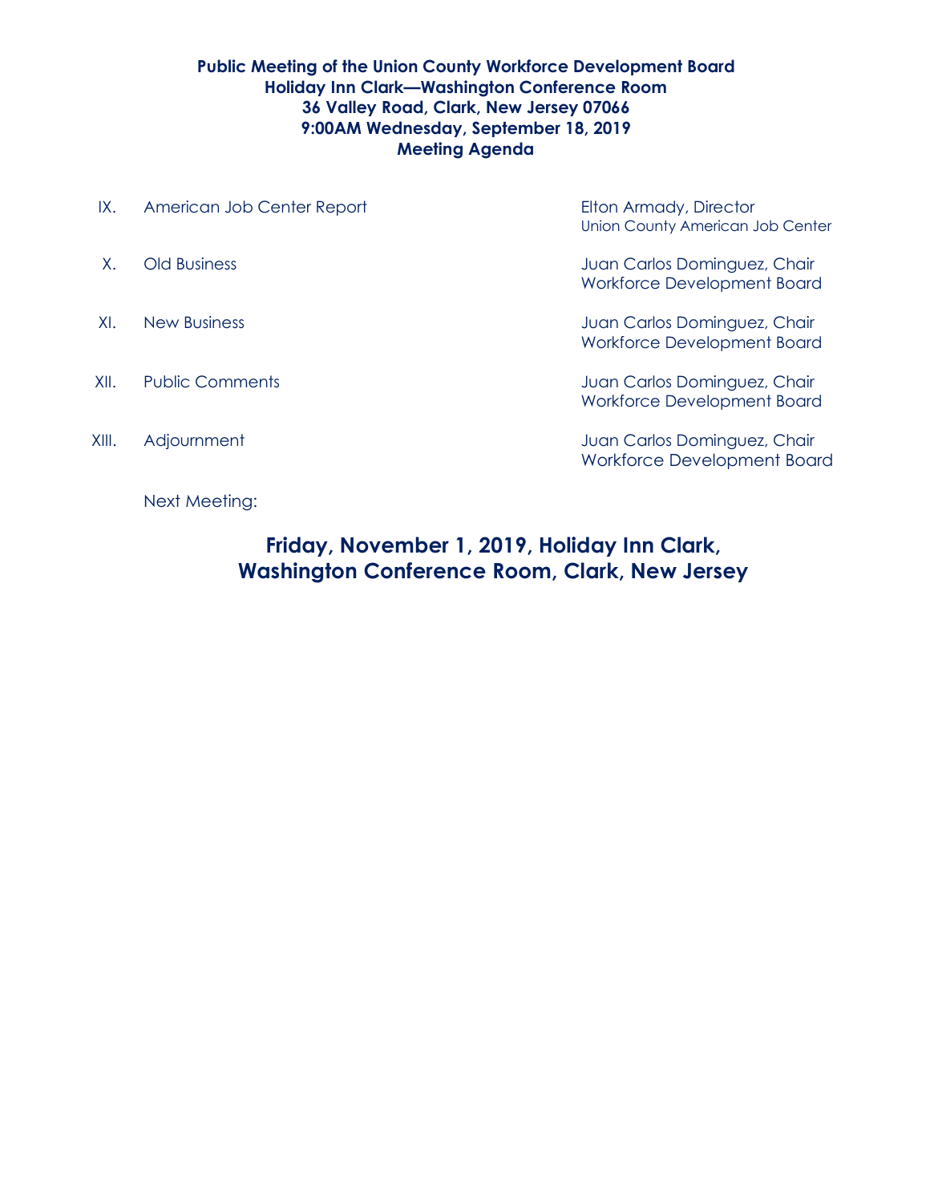**Public Meeting of the Union County Workforce Development Board**
**Holiday Inn Clark—Washington Conference Room**
**36 Valley Road, Clark, New Jersey 07066**
**9:00AM Wednesday, September 18, 2019**
**Meeting Agenda**

| | | |
|---|---|---|
| IX. | American Job Center Report | Elton Armady, Director<br>Union County American Job Center |
| X. | Old Business | Juan Carlos Dominguez, Chair<br>Workforce Development Board |
| XI. | New Business | Juan Carlos Dominguez, Chair<br>Workforce Development Board |
| XII. | Public Comments | Juan Carlos Dominguez, Chair<br>Workforce Development Board |
| XIII. | Adjournment | Juan Carlos Dominguez, Chair<br>Workforce Development Board |

Next Meeting:

**Friday, November 1, 2019, Holiday Inn Clark, Washington Conference Room, Clark, New Jersey**